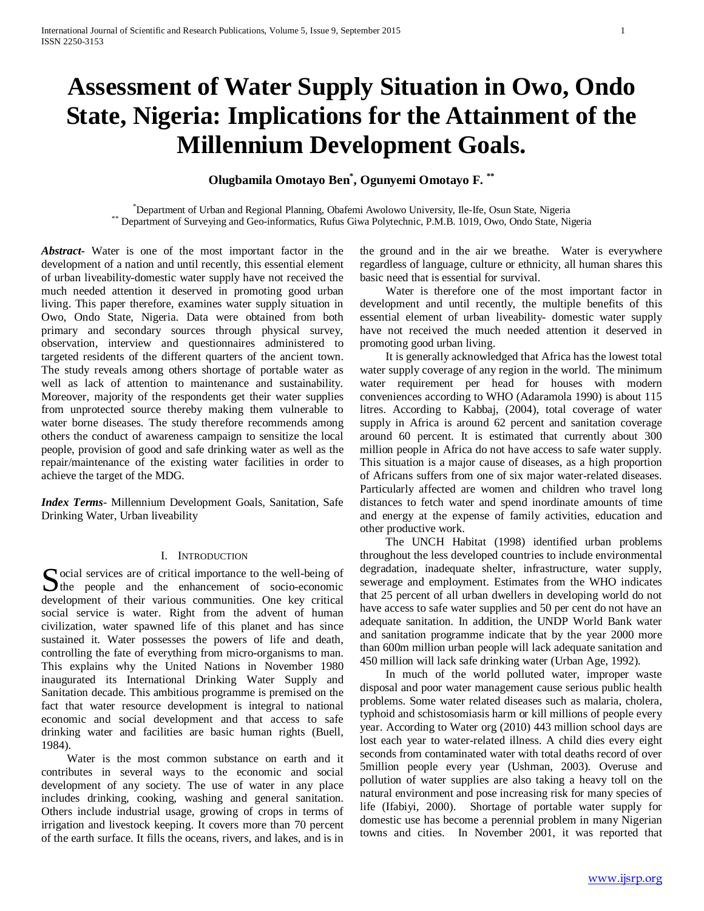# Assessment of Water Supply Situation in Owo, Ondo State, Nigeria: Implications for the Attainment of the Millennium Development Goals.

**Olugbamila Omotayo Ben[*], Ogunyemi Omotayo F. [**]**

[*]Department of Urban and Regional Planning, Obafemi Awolowo University, Ile-Ife, Osun State, Nigeria
[**] Department of Surveying and Geo-informatics, Rufus Giwa Polytechnic, P.M.B. 1019, Owo, Ondo State, Nigeria

***Abstract-*** Water is one of the most important factor in the development of a nation and until recently, this essential element of urban liveability-domestic water supply have not received the much needed attention it deserved in promoting good urban living. This paper therefore, examines water supply situation in Owo, Ondo State, Nigeria. Data were obtained from both primary and secondary sources through physical survey, observation, interview and questionnaires administered to targeted residents of the different quarters of the ancient town. The study reveals among others shortage of portable water as well as lack of attention to maintenance and sustainability. Moreover, majority of the respondents get their water supplies from unprotected source thereby making them vulnerable to water borne diseases. The study therefore recommends among others the conduct of awareness campaign to sensitize the local people, provision of good and safe drinking water as well as the repair/maintenance of the existing water facilities in order to achieve the target of the MDG.

***Index Terms*-** Millennium Development Goals, Sanitation, Safe Drinking Water, Urban liveability

## I. Introduction

Social services are of critical importance to the well-being of the people and the enhancement of socio-economic development of their various communities. One key critical social service is water. Right from the advent of human civilization, water spawned life of this planet and has since sustained it. Water possesses the powers of life and death, controlling the fate of everything from micro-organisms to man. This explains why the United Nations in November 1980 inaugurated its International Drinking Water Supply and Sanitation decade. This ambitious programme is premised on the fact that water resource development is integral to national economic and social development and that access to safe drinking water and facilities are basic human rights (Buell, 1984).

Water is the most common substance on earth and it contributes in several ways to the economic and social development of any society. The use of water in any place includes drinking, cooking, washing and general sanitation. Others include industrial usage, growing of crops in terms of irrigation and livestock keeping. It covers more than 70 percent of the earth surface. It fills the oceans, rivers, and lakes, and is in the ground and in the air we breathe. Water is everywhere regardless of language, culture or ethnicity, all human shares this basic need that is essential for survival.

Water is therefore one of the most important factor in development and until recently, the multiple benefits of this essential element of urban liveability- domestic water supply have not received the much needed attention it deserved in promoting good urban living.

It is generally acknowledged that Africa has the lowest total water supply coverage of any region in the world. The minimum water requirement per head for houses with modern conveniences according to WHO (Adaramola 1990) is about 115 litres. According to Kabbaj, (2004), total coverage of water supply in Africa is around 62 percent and sanitation coverage around 60 percent. It is estimated that currently about 300 million people in Africa do not have access to safe water supply. This situation is a major cause of diseases, as a high proportion of Africans suffers from one of six major water-related diseases. Particularly affected are women and children who travel long distances to fetch water and spend inordinate amounts of time and energy at the expense of family activities, education and other productive work.

The UNCH Habitat (1998) identified urban problems throughout the less developed countries to include environmental degradation, inadequate shelter, infrastructure, water supply, sewerage and employment. Estimates from the WHO indicates that 25 percent of all urban dwellers in developing world do not have access to safe water supplies and 50 per cent do not have an adequate sanitation. In addition, the UNDP World Bank water and sanitation programme indicate that by the year 2000 more than 600m million urban people will lack adequate sanitation and 450 million will lack safe drinking water (Urban Age, 1992).

In much of the world polluted water, improper waste disposal and poor water management cause serious public health problems. Some water related diseases such as malaria, cholera, typhoid and schistosomiasis harm or kill millions of people every year. According to Water org (2010) 443 million school days are lost each year to water-related illness. A child dies every eight seconds from contaminated water with total deaths record of over 5million people every year (Ushman, 2003). Overuse and pollution of water supplies are also taking a heavy toll on the natural environment and pose increasing risk for many species of life (Ifabiyi, 2000). Shortage of portable water supply for domestic use has become a perennial problem in many Nigerian towns and cities. In November 2001, it was reported that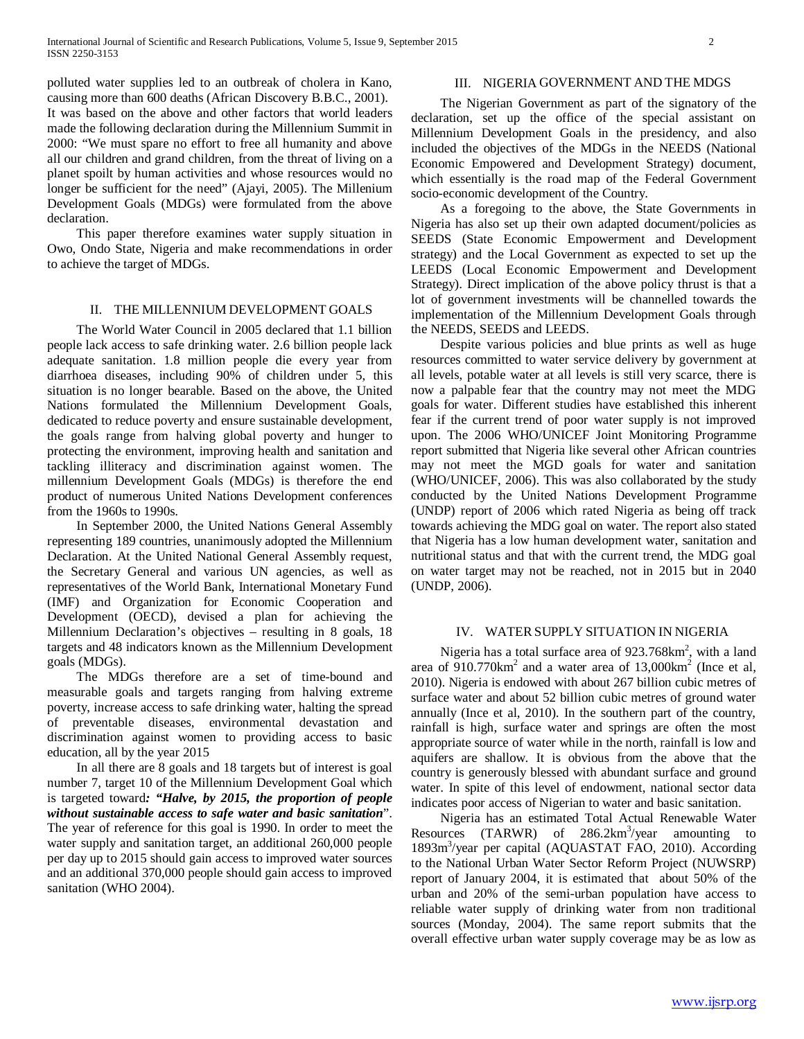polluted water supplies led to an outbreak of cholera in Kano, causing more than 600 deaths (African Discovery B.B.C., 2001). It was based on the above and other factors that world leaders made the following declaration during the Millennium Summit in 2000: "We must spare no effort to free all humanity and above all our children and grand children, from the threat of living on a planet spoilt by human activities and whose resources would no longer be sufficient for the need" (Ajayi, 2005). The Millenium Development Goals (MDGs) were formulated from the above declaration.

This paper therefore examines water supply situation in Owo, Ondo State, Nigeria and make recommendations in order to achieve the target of MDGs.

## II. THE MILLENNIUM DEVELOPMENT GOALS

The World Water Council in 2005 declared that 1.1 billion people lack access to safe drinking water. 2.6 billion people lack adequate sanitation. 1.8 million people die every year from diarrhoea diseases, including 90% of children under 5, this situation is no longer bearable. Based on the above, the United Nations formulated the Millennium Development Goals, dedicated to reduce poverty and ensure sustainable development, the goals range from halving global poverty and hunger to protecting the environment, improving health and sanitation and tackling illiteracy and discrimination against women. The millennium Development Goals (MDGs) is therefore the end product of numerous United Nations Development conferences from the 1960s to 1990s.

In September 2000, the United Nations General Assembly representing 189 countries, unanimously adopted the Millennium Declaration. At the United National General Assembly request, the Secretary General and various UN agencies, as well as representatives of the World Bank, International Monetary Fund (IMF) and Organization for Economic Cooperation and Development (OECD), devised a plan for achieving the Millennium Declaration's objectives – resulting in 8 goals, 18 targets and 48 indicators known as the Millennium Development goals (MDGs).

The MDGs therefore are a set of time-bound and measurable goals and targets ranging from halving extreme poverty, increase access to safe drinking water, halting the spread of preventable diseases, environmental devastation and discrimination against women to providing access to basic education, all by the year 2015

In all there are 8 goals and 18 targets but of interest is goal number 7, target 10 of the Millennium Development Goal which is targeted toward***: "Halve, by 2015, the proportion of people without sustainable access to safe water and basic sanitation***". The year of reference for this goal is 1990. In order to meet the water supply and sanitation target, an additional 260,000 people per day up to 2015 should gain access to improved water sources and an additional 370,000 people should gain access to improved sanitation (WHO 2004).

## III. NIGERIA GOVERNMENT AND THE MDGS

The Nigerian Government as part of the signatory of the declaration, set up the office of the special assistant on Millennium Development Goals in the presidency, and also included the objectives of the MDGs in the NEEDS (National Economic Empowered and Development Strategy) document, which essentially is the road map of the Federal Government socio-economic development of the Country.

As a foregoing to the above, the State Governments in Nigeria has also set up their own adapted document/policies as SEEDS (State Economic Empowerment and Development strategy) and the Local Government as expected to set up the LEEDS (Local Economic Empowerment and Development Strategy). Direct implication of the above policy thrust is that a lot of government investments will be channelled towards the implementation of the Millennium Development Goals through the NEEDS, SEEDS and LEEDS.

Despite various policies and blue prints as well as huge resources committed to water service delivery by government at all levels, potable water at all levels is still very scarce, there is now a palpable fear that the country may not meet the MDG goals for water. Different studies have established this inherent fear if the current trend of poor water supply is not improved upon. The 2006 WHO/UNICEF Joint Monitoring Programme report submitted that Nigeria like several other African countries may not meet the MGD goals for water and sanitation (WHO/UNICEF, 2006). This was also collaborated by the study conducted by the United Nations Development Programme (UNDP) report of 2006 which rated Nigeria as being off track towards achieving the MDG goal on water. The report also stated that Nigeria has a low human development water, sanitation and nutritional status and that with the current trend, the MDG goal on water target may not be reached, not in 2015 but in 2040 (UNDP, 2006).

## IV. WATER SUPPLY SITUATION IN NIGERIA

Nigeria has a total surface area of 923.768km$^2$, with a land area of 910.770km$^2$ and a water area of 13,000km$^2$ (Ince et al, 2010). Nigeria is endowed with about 267 billion cubic metres of surface water and about 52 billion cubic metres of ground water annually (Ince et al, 2010). In the southern part of the country, rainfall is high, surface water and springs are often the most appropriate source of water while in the north, rainfall is low and aquifers are shallow. It is obvious from the above that the country is generously blessed with abundant surface and ground water. In spite of this level of endowment, national sector data indicates poor access of Nigerian to water and basic sanitation.

Nigeria has an estimated Total Actual Renewable Water Resources (TARWR) of 286.2km$^3$/year amounting to 1893m$^3$/year per capital (AQUASTAT FAO, 2010). According to the National Urban Water Sector Reform Project (NUWSRP) report of January 2004, it is estimated that about 50% of the urban and 20% of the semi-urban population have access to reliable water supply of drinking water from non traditional sources (Monday, 2004). The same report submits that the overall effective urban water supply coverage may be as low as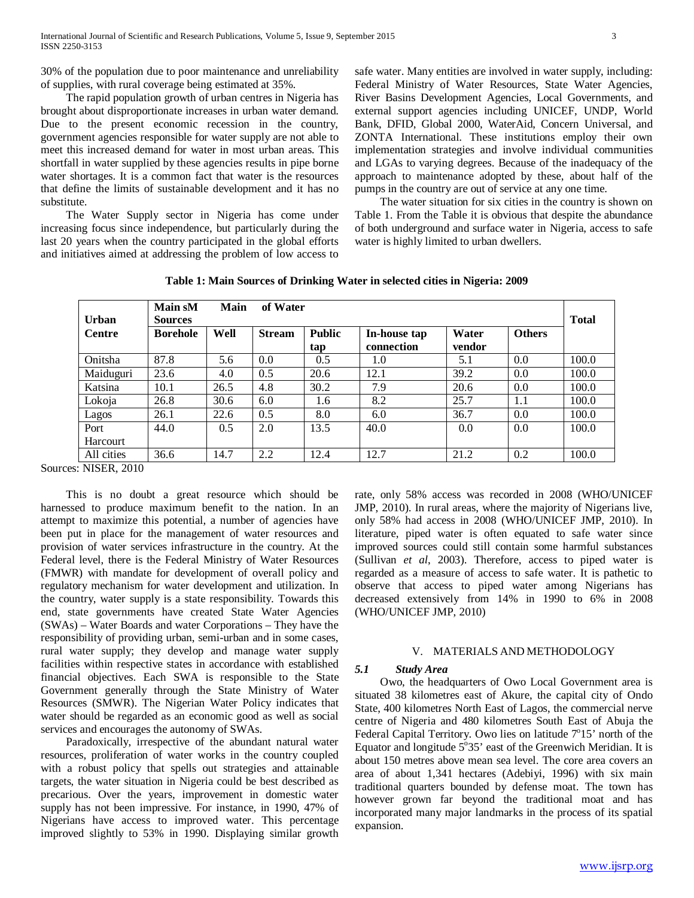30% of the population due to poor maintenance and unreliability of supplies, with rural coverage being estimated at 35%.

The rapid population growth of urban centres in Nigeria has brought about disproportionate increases in urban water demand. Due to the present economic recession in the country, government agencies responsible for water supply are not able to meet this increased demand for water in most urban areas. This shortfall in water supplied by these agencies results in pipe borne water shortages. It is a common fact that water is the resources that define the limits of sustainable development and it has no substitute.

The Water Supply sector in Nigeria has come under increasing focus since independence, but particularly during the last 20 years when the country participated in the global efforts and initiatives aimed at addressing the problem of low access to safe water. Many entities are involved in water supply, including: Federal Ministry of Water Resources, State Water Agencies, River Basins Development Agencies, Local Governments, and external support agencies including UNICEF, UNDP, World Bank, DFID, Global 2000, WaterAid, Concern Universal, and ZONTA International. These institutions employ their own implementation strategies and involve individual communities and LGAs to varying degrees. Because of the inadequacy of the approach to maintenance adopted by these, about half of the pumps in the country are out of service at any one time.

The water situation for six cities in the country is shown on Table 1. From the Table it is obvious that despite the abundance of both underground and surface water in Nigeria, access to safe water is highly limited to urban dwellers.

**Table 1: Main Sources of Drinking Water in selected cities in Nigeria: 2009**

| Urban Centre | Main sM Main of Water Sources | | | | | | | Total |
|---|---|---|---|---|---|---|---|---|
| | Borehole | Well | Stream | Public tap | In-house tap connection | Water vendor | Others | |
| Onitsha | 87.8 | 5.6 | 0.0 | 0.5 | 1.0 | 5.1 | 0.0 | 100.0 |
| Maiduguri | 23.6 | 4.0 | 0.5 | 20.6 | 12.1 | 39.2 | 0.0 | 100.0 |
| Katsina | 10.1 | 26.5 | 4.8 | 30.2 | 7.9 | 20.6 | 0.0 | 100.0 |
| Lokoja | 26.8 | 30.6 | 6.0 | 1.6 | 8.2 | 25.7 | 1.1 | 100.0 |
| Lagos | 26.1 | 22.6 | 0.5 | 8.0 | 6.0 | 36.7 | 0.0 | 100.0 |
| Port Harcourt | 44.0 | 0.5 | 2.0 | 13.5 | 40.0 | 0.0 | 0.0 | 100.0 |
| All cities | 36.6 | 14.7 | 2.2 | 12.4 | 12.7 | 21.2 | 0.2 | 100.0 |

Sources: NISER, 2010

This is no doubt a great resource which should be harnessed to produce maximum benefit to the nation. In an attempt to maximize this potential, a number of agencies have been put in place for the management of water resources and provision of water services infrastructure in the country. At the Federal level, there is the Federal Ministry of Water Resources (FMWR) with mandate for development of overall policy and regulatory mechanism for water development and utilization. In the country, water supply is a state responsibility. Towards this end, state governments have created State Water Agencies (SWAs) – Water Boards and water Corporations – They have the responsibility of providing urban, semi-urban and in some cases, rural water supply; they develop and manage water supply facilities within respective states in accordance with established financial objectives. Each SWA is responsible to the State Government generally through the State Ministry of Water Resources (SMWR). The Nigerian Water Policy indicates that water should be regarded as an economic good as well as social services and encourages the autonomy of SWAs.

Paradoxically, irrespective of the abundant natural water resources, proliferation of water works in the country coupled with a robust policy that spells out strategies and attainable targets, the water situation in Nigeria could be best described as precarious. Over the years, improvement in domestic water supply has not been impressive. For instance, in 1990, 47% of Nigerians have access to improved water. This percentage improved slightly to 53% in 1990. Displaying similar growth rate, only 58% access was recorded in 2008 (WHO/UNICEF JMP, 2010). In rural areas, where the majority of Nigerians live, only 58% had access in 2008 (WHO/UNICEF JMP, 2010). In literature, piped water is often equated to safe water since improved sources could still contain some harmful substances (Sullivan *et al*, 2003). Therefore, access to piped water is regarded as a measure of access to safe water. It is pathetic to observe that access to piped water among Nigerians has decreased extensively from 14% in 1990 to 6% in 2008 (WHO/UNICEF JMP, 2010)

## V. MATERIALS AND METHODOLOGY

### *5.1 Study Area*

Owo, the headquarters of Owo Local Government area is situated 38 kilometres east of Akure, the capital city of Ondo State, 400 kilometres North East of Lagos, the commercial nerve centre of Nigeria and 480 kilometres South East of Abuja the Federal Capital Territory. Owo lies on latitude 7°15' north of the Equator and longitude 5°35' east of the Greenwich Meridian. It is about 150 metres above mean sea level. The core area covers an area of about 1,341 hectares (Adebiyi, 1996) with six main traditional quarters bounded by defense moat. The town has however grown far beyond the traditional moat and has incorporated many major landmarks in the process of its spatial expansion.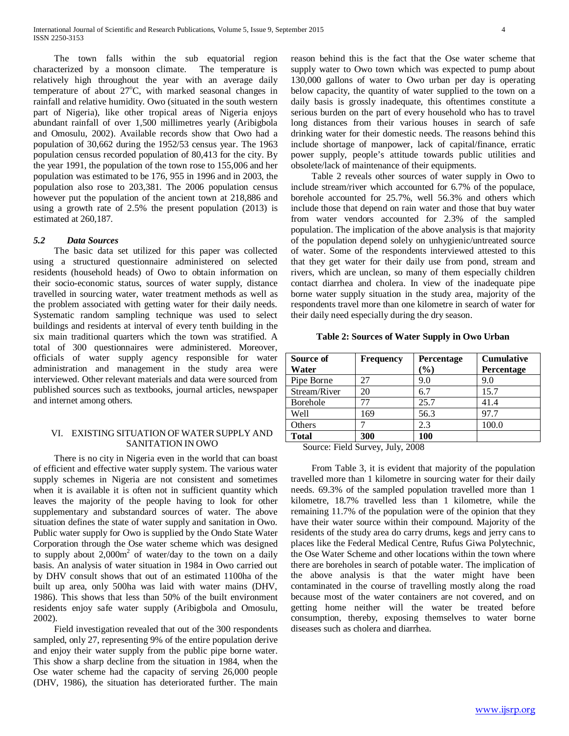The town falls within the sub equatorial region characterized by a monsoon climate. The temperature is relatively high throughout the year with an average daily temperature of about 27°C, with marked seasonal changes in rainfall and relative humidity. Owo (situated in the south western part of Nigeria), like other tropical areas of Nigeria enjoys abundant rainfall of over 1,500 millimetres yearly (Aribigbola and Omosulu, 2002). Available records show that Owo had a population of 30,662 during the 1952/53 census year. The 1963 population census recorded population of 80,413 for the city. By the year 1991, the population of the town rose to 155,006 and her population was estimated to be 176, 955 in 1996 and in 2003, the population also rose to 203,381. The 2006 population census however put the population of the ancient town at 218,886 and using a growth rate of 2.5% the present population (2013) is estimated at 260,187.

### *5.2 Data Sources*

The basic data set utilized for this paper was collected using a structured questionnaire administered on selected residents (household heads) of Owo to obtain information on their socio-economic status, sources of water supply, distance travelled in sourcing water, water treatment methods as well as the problem associated with getting water for their daily needs. Systematic random sampling technique was used to select buildings and residents at interval of every tenth building in the six main traditional quarters which the town was stratified. A total of 300 questionnaires were administered. Moreover, officials of water supply agency responsible for water administration and management in the study area were interviewed. Other relevant materials and data were sourced from published sources such as textbooks, journal articles, newspaper and internet among others.

## VI. EXISTING SITUATION OF WATER SUPPLY AND SANITATION IN OWO

There is no city in Nigeria even in the world that can boast of efficient and effective water supply system. The various water supply schemes in Nigeria are not consistent and sometimes when it is available it is often not in sufficient quantity which leaves the majority of the people having to look for other supplementary and substandard sources of water. The above situation defines the state of water supply and sanitation in Owo. Public water supply for Owo is supplied by the Ondo State Water Corporation through the Ose water scheme which was designed to supply about $2{,}000m^2$ of water/day to the town on a daily basis. An analysis of water situation in 1984 in Owo carried out by DHV consult shows that out of an estimated 1100ha of the built up area, only 500ha was laid with water mains (DHV, 1986). This shows that less than 50% of the built environment residents enjoy safe water supply (Aribigbola and Omosulu, 2002).

Field investigation revealed that out of the 300 respondents sampled, only 27, representing 9% of the entire population derive and enjoy their water supply from the public pipe borne water. This show a sharp decline from the situation in 1984, when the Ose water scheme had the capacity of serving 26,000 people (DHV, 1986), the situation has deteriorated further. The main reason behind this is the fact that the Ose water scheme that supply water to Owo town which was expected to pump about 130,000 gallons of water to Owo urban per day is operating below capacity, the quantity of water supplied to the town on a daily basis is grossly inadequate, this oftentimes constitute a serious burden on the part of every household who has to travel long distances from their various houses in search of safe drinking water for their domestic needs. The reasons behind this include shortage of manpower, lack of capital/finance, erratic power supply, people's attitude towards public utilities and obsolete/lack of maintenance of their equipments.

Table 2 reveals other sources of water supply in Owo to include stream/river which accounted for 6.7% of the populace, borehole accounted for 25.7%, well 56.3% and others which include those that depend on rain water and those that buy water from water vendors accounted for 2.3% of the sampled population. The implication of the above analysis is that majority of the population depend solely on unhygienic/untreated source of water. Some of the respondents interviewed attested to this that they get water for their daily use from pond, stream and rivers, which are unclean, so many of them especially children contact diarrhea and cholera. In view of the inadequate pipe borne water supply situation in the study area, majority of the respondents travel more than one kilometre in search of water for their daily need especially during the dry season.

**Table 2: Sources of Water Supply in Owo Urban**

| Source of Water | Frequency | Percentage (%) | Cumulative Percentage |
|---|---|---|---|
| Pipe Borne | 27 | 9.0 | 9.0 |
| Stream/River | 20 | 6.7 | 15.7 |
| Borehole | 77 | 25.7 | 41.4 |
| Well | 169 | 56.3 | 97.7 |
| Others | 7 | 2.3 | 100.0 |
| **Total** | **300** | **100** | |

Source: Field Survey, July, 2008

From Table 3, it is evident that majority of the population travelled more than 1 kilometre in sourcing water for their daily needs. 69.3% of the sampled population travelled more than 1 kilometre, 18.7% travelled less than 1 kilometre, while the remaining 11.7% of the population were of the opinion that they have their water source within their compound. Majority of the residents of the study area do carry drums, kegs and jerry cans to places like the Federal Medical Centre, Rufus Giwa Polytechnic, the Ose Water Scheme and other locations within the town where there are boreholes in search of potable water. The implication of the above analysis is that the water might have been contaminated in the course of travelling mostly along the road because most of the water containers are not covered, and on getting home neither will the water be treated before consumption, thereby, exposing themselves to water borne diseases such as cholera and diarrhea.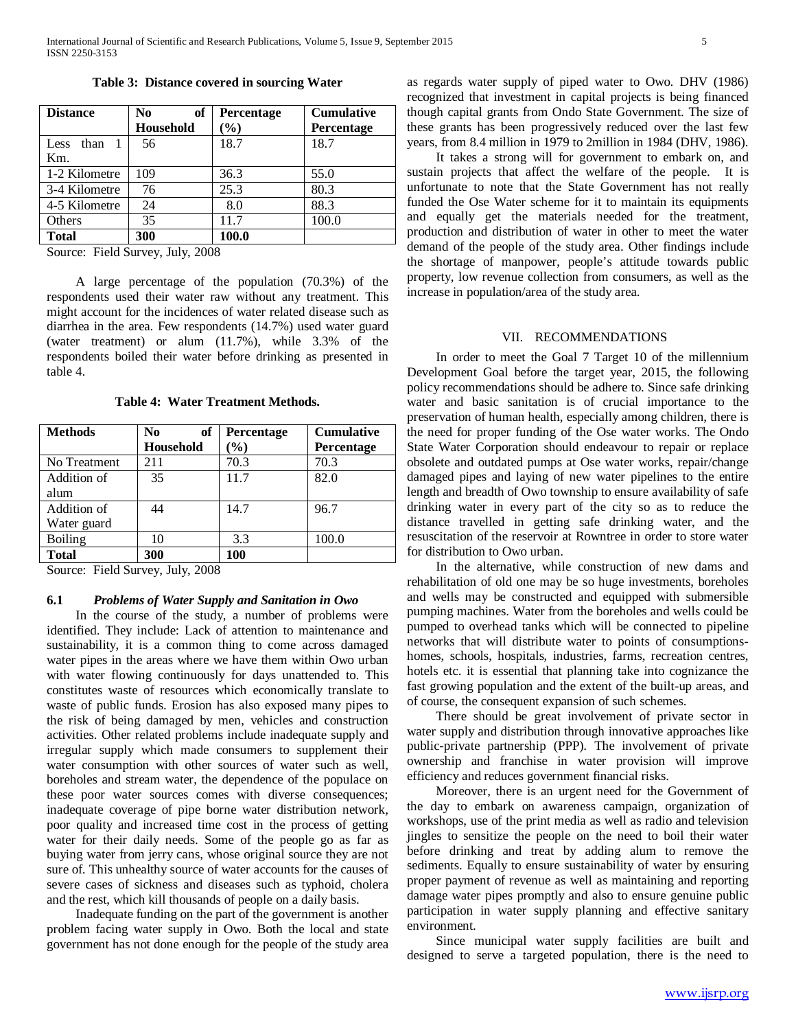**Table 3: Distance covered in sourcing Water**

| Distance | No of Household | Percentage (%) | Cumulative Percentage |
|---|---|---|---|
| Less than 1 Km. | 56 | 18.7 | 18.7 |
| 1-2 Kilometre | 109 | 36.3 | 55.0 |
| 3-4 Kilometre | 76 | 25.3 | 80.3 |
| 4-5 Kilometre | 24 | 8.0 | 88.3 |
| Others | 35 | 11.7 | 100.0 |
| **Total** | **300** | **100.0** | |

Source: Field Survey, July, 2008

A large percentage of the population (70.3%) of the respondents used their water raw without any treatment. This might account for the incidences of water related disease such as diarrhea in the area. Few respondents (14.7%) used water guard (water treatment) or alum (11.7%), while 3.3% of the respondents boiled their water before drinking as presented in table 4.

**Table 4: Water Treatment Methods.**

| Methods | No of Household | Percentage (%) | Cumulative Percentage |
|---|---|---|---|
| No Treatment | 211 | 70.3 | 70.3 |
| Addition of alum | 35 | 11.7 | 82.0 |
| Addition of Water guard | 44 | 14.7 | 96.7 |
| Boiling | 10 | 3.3 | 100.0 |
| **Total** | **300** | **100** | |

Source: Field Survey, July, 2008

### 6.1 *Problems of Water Supply and Sanitation in Owo*

In the course of the study, a number of problems were identified. They include: Lack of attention to maintenance and sustainability, it is a common thing to come across damaged water pipes in the areas where we have them within Owo urban with water flowing continuously for days unattended to. This constitutes waste of resources which economically translate to waste of public funds. Erosion has also exposed many pipes to the risk of being damaged by men, vehicles and construction activities. Other related problems include inadequate supply and irregular supply which made consumers to supplement their water consumption with other sources of water such as well, boreholes and stream water, the dependence of the populace on these poor water sources comes with diverse consequences; inadequate coverage of pipe borne water distribution network, poor quality and increased time cost in the process of getting water for their daily needs. Some of the people go as far as buying water from jerry cans, whose original source they are not sure of. This unhealthy source of water accounts for the causes of severe cases of sickness and diseases such as typhoid, cholera and the rest, which kill thousands of people on a daily basis.

Inadequate funding on the part of the government is another problem facing water supply in Owo. Both the local and state government has not done enough for the people of the study area as regards water supply of piped water to Owo. DHV (1986) recognized that investment in capital projects is being financed though capital grants from Ondo State Government. The size of these grants has been progressively reduced over the last few years, from 8.4 million in 1979 to 2million in 1984 (DHV, 1986).

It takes a strong will for government to embark on, and sustain projects that affect the welfare of the people. It is unfortunate to note that the State Government has not really funded the Ose Water scheme for it to maintain its equipments and equally get the materials needed for the treatment, production and distribution of water in other to meet the water demand of the people of the study area. Other findings include the shortage of manpower, people's attitude towards public property, low revenue collection from consumers, as well as the increase in population/area of the study area.

## VII. RECOMMENDATIONS

In order to meet the Goal 7 Target 10 of the millennium Development Goal before the target year, 2015, the following policy recommendations should be adhere to. Since safe drinking water and basic sanitation is of crucial importance to the preservation of human health, especially among children, there is the need for proper funding of the Ose water works. The Ondo State Water Corporation should endeavour to repair or replace obsolete and outdated pumps at Ose water works, repair/change damaged pipes and laying of new water pipelines to the entire length and breadth of Owo township to ensure availability of safe drinking water in every part of the city so as to reduce the distance travelled in getting safe drinking water, and the resuscitation of the reservoir at Rowntree in order to store water for distribution to Owo urban.

In the alternative, while construction of new dams and rehabilitation of old one may be so huge investments, boreholes and wells may be constructed and equipped with submersible pumping machines. Water from the boreholes and wells could be pumped to overhead tanks which will be connected to pipeline networks that will distribute water to points of consumptions-homes, schools, hospitals, industries, farms, recreation centres, hotels etc. it is essential that planning take into cognizance the fast growing population and the extent of the built-up areas, and of course, the consequent expansion of such schemes.

There should be great involvement of private sector in water supply and distribution through innovative approaches like public-private partnership (PPP). The involvement of private ownership and franchise in water provision will improve efficiency and reduces government financial risks.

Moreover, there is an urgent need for the Government of the day to embark on awareness campaign, organization of workshops, use of the print media as well as radio and television jingles to sensitize the people on the need to boil their water before drinking and treat by adding alum to remove the sediments. Equally to ensure sustainability of water by ensuring proper payment of revenue as well as maintaining and reporting damage water pipes promptly and also to ensure genuine public participation in water supply planning and effective sanitary environment.

Since municipal water supply facilities are built and designed to serve a targeted population, there is the need to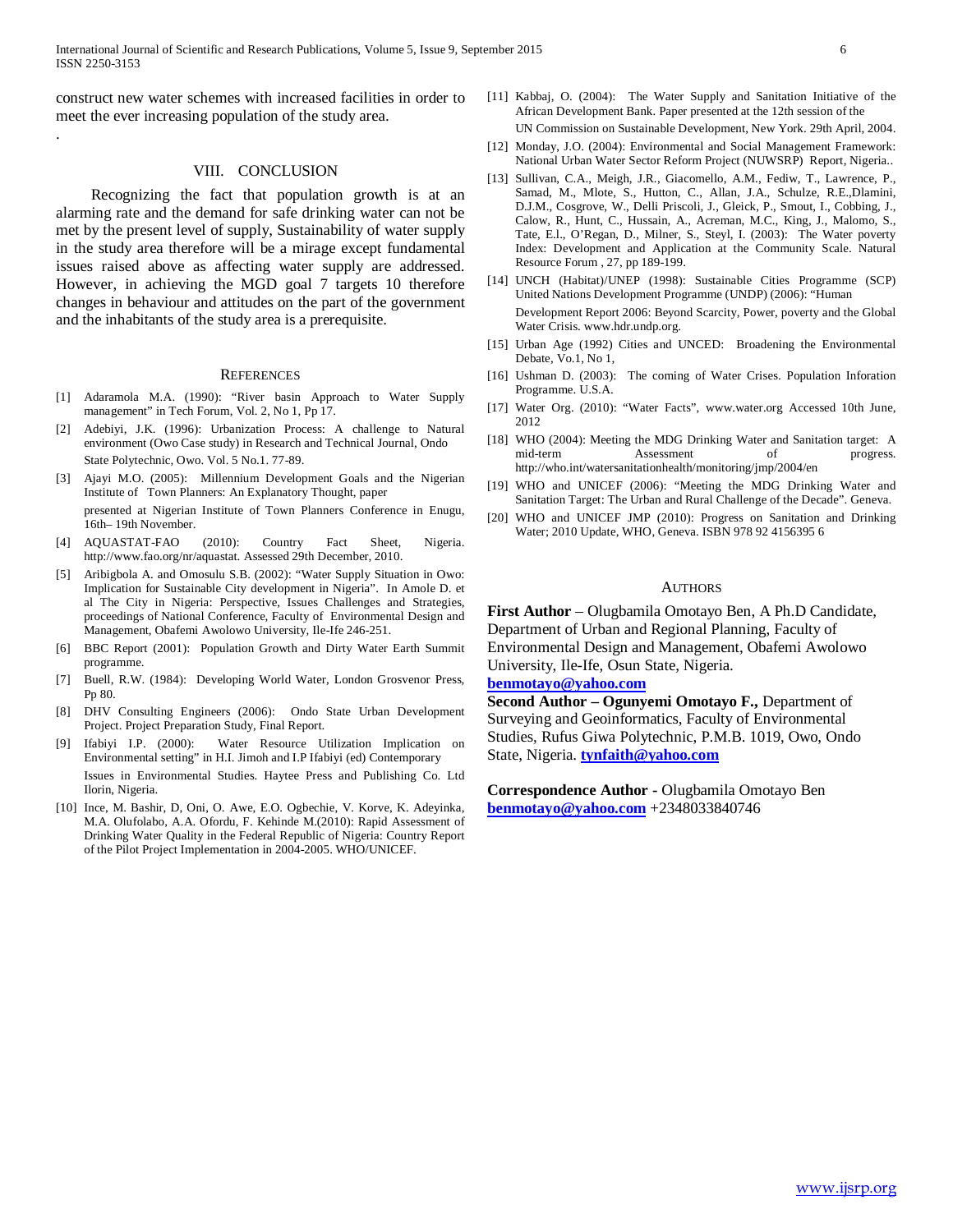construct new water schemes with increased facilities in order to meet the ever increasing population of the study area.

.

## VIII. CONCLUSION

Recognizing the fact that population growth is at an alarming rate and the demand for safe drinking water can not be met by the present level of supply, Sustainability of water supply in the study area therefore will be a mirage except fundamental issues raised above as affecting water supply are addressed. However, in achieving the MGD goal 7 targets 10 therefore changes in behaviour and attitudes on the part of the government and the inhabitants of the study area is a prerequisite.

## REFERENCES

[1] Adaramola M.A. (1990): "River basin Approach to Water Supply management" in Tech Forum, Vol. 2, No 1, Pp 17.

[2] Adebiyi, J.K. (1996): Urbanization Process: A challenge to Natural environment (Owo Case study) in Research and Technical Journal, Ondo State Polytechnic, Owo. Vol. 5 No.1. 77-89.

[3] Ajayi M.O. (2005): Millennium Development Goals and the Nigerian Institute of Town Planners: An Explanatory Thought, paper presented at Nigerian Institute of Town Planners Conference in Enugu, 16th– 19th November.

[4] AQUASTAT-FAO (2010): Country Fact Sheet, Nigeria. http://www.fao.org/nr/aquastat. Assessed 29th December, 2010.

[5] Aribigbola A. and Omosulu S.B. (2002): "Water Supply Situation in Owo: Implication for Sustainable City development in Nigeria". In Amole D. et al The City in Nigeria: Perspective, Issues Challenges and Strategies, proceedings of National Conference, Faculty of Environmental Design and Management, Obafemi Awolowo University, Ile-Ife 246-251.

[6] BBC Report (2001): Population Growth and Dirty Water Earth Summit programme.

[7] Buell, R.W. (1984): Developing World Water, London Grosvenor Press, Pp 80.

[8] DHV Consulting Engineers (2006): Ondo State Urban Development Project. Project Preparation Study, Final Report.

[9] Ifabiyi I.P. (2000): Water Resource Utilization Implication on Environmental setting" in H.I. Jimoh and I.P Ifabiyi (ed) Contemporary Issues in Environmental Studies. Haytee Press and Publishing Co. Ltd Ilorin, Nigeria.

[10] Ince, M. Bashir, D, Oni, O. Awe, E.O. Ogbechie, V. Korve, K. Adeyinka, M.A. Olufolabo, A.A. Ofordu, F. Kehinde M.(2010): Rapid Assessment of Drinking Water Quality in the Federal Republic of Nigeria: Country Report of the Pilot Project Implementation in 2004-2005. WHO/UNICEF.

[11] Kabbaj, O. (2004): The Water Supply and Sanitation Initiative of the African Development Bank. Paper presented at the 12th session of the UN Commission on Sustainable Development, New York. 29th April, 2004.

[12] Monday, J.O. (2004): Environmental and Social Management Framework: National Urban Water Sector Reform Project (NUWSRP) Report, Nigeria..

[13] Sullivan, C.A., Meigh, J.R., Giacomello, A.M., Fediw, T., Lawrence, P., Samad, M., Mlote, S., Hutton, C., Allan, J.A., Schulze, R.E.,Dlamini, D.J.M., Cosgrove, W., Delli Priscoli, J., Gleick, P., Smout, I., Cobbing, J., Calow, R., Hunt, C., Hussain, A., Acreman, M.C., King, J., Malomo, S., Tate, E.l., O'Regan, D., Milner, S., Steyl, I. (2003): The Water poverty Index: Development and Application at the Community Scale. Natural Resource Forum , 27, pp 189-199.

[14] UNCH (Habitat)/UNEP (1998): Sustainable Cities Programme (SCP) United Nations Development Programme (UNDP) (2006): "Human Development Report 2006: Beyond Scarcity, Power, poverty and the Global Water Crisis. www.hdr.undp.org.

[15] Urban Age (1992) Cities and UNCED: Broadening the Environmental Debate, Vo.1, No 1,

[16] Ushman D. (2003): The coming of Water Crises. Population Inforation Programme. U.S.A.

[17] Water Org. (2010): "Water Facts", www.water.org Accessed 10th June, 2012

[18] WHO (2004): Meeting the MDG Drinking Water and Sanitation target: A mid-term Assessment of progress. http://who.int/watersanitationhealth/monitoring/jmp/2004/en

[19] WHO and UNICEF (2006): "Meeting the MDG Drinking Water and Sanitation Target: The Urban and Rural Challenge of the Decade". Geneva.

[20] WHO and UNICEF JMP (2010): Progress on Sanitation and Drinking Water; 2010 Update, WHO, Geneva. ISBN 978 92 4156395 6

## AUTHORS

**First Author** – Olugbamila Omotayo Ben, A Ph.D Candidate, Department of Urban and Regional Planning, Faculty of Environmental Design and Management, Obafemi Awolowo University, Ile-Ife, Osun State, Nigeria. **benmotayo@yahoo.com**

**Second Author – Ogunyemi Omotayo F.,** Department of Surveying and Geoinformatics, Faculty of Environmental Studies, Rufus Giwa Polytechnic, P.M.B. 1019, Owo, Ondo State, Nigeria. **tynfaith@yahoo.com**

**Correspondence Author** - Olugbamila Omotayo Ben **benmotayo@yahoo.com** +2348033840746